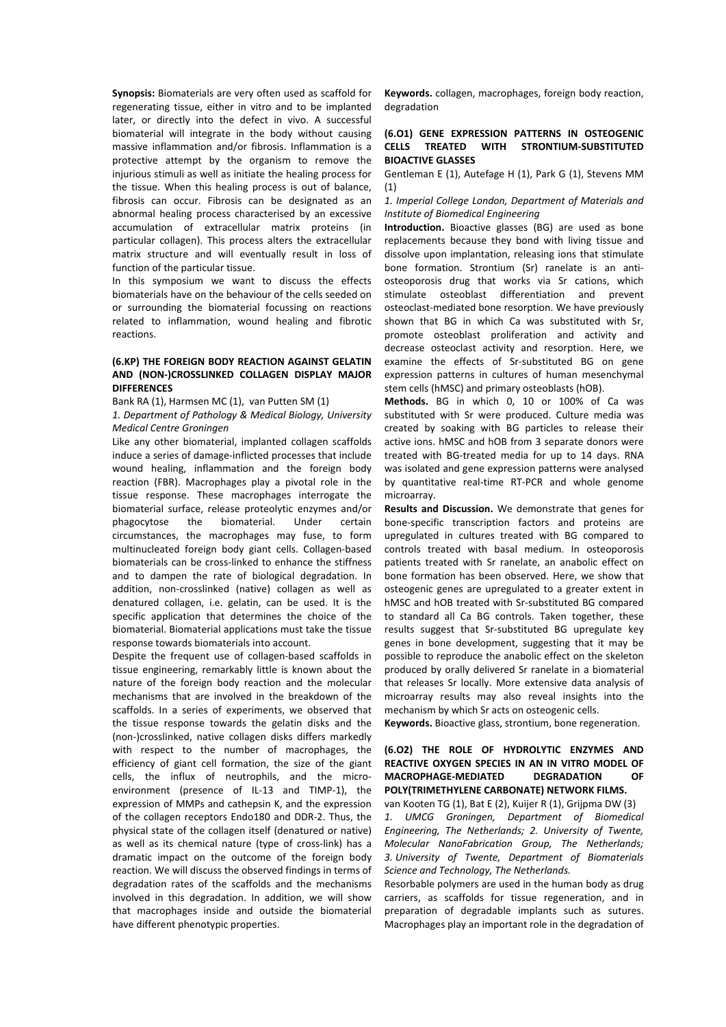**Synopsis:** Biomaterials are very often used as scaffold for regenerating tissue, either in vitro and to be implanted later, or directly into the defect in vivo. A successful biomaterial will integrate in the body without causing massive inflammation and/or fibrosis. Inflammation is a protective attempt by the organism to remove the injurious stimuli as well as initiate the healing process for the tissue. When this healing process is out of balance, fibrosis can occur. Fibrosis can be designated as an abnormal healing process characterised by an excessive accumulation of extracellular matrix proteins (in particular collagen). This process alters the extracellular matrix structure and will eventually result in loss of function of the particular tissue.

In this symposium we want to discuss the effects biomaterials have on the behaviour of the cells seeded on or surrounding the biomaterial focussing on reactions related to inflammation, wound healing and fibrotic reactions.

### (6.KP) THE FOREIGN BODY REACTION AGAINST GELATIN AND (NON-)CROSSLINKED COLLAGEN DISPLAY MAJOR DIFFERENCES

Bank RA (1), Harmsen MC (1), van Putten SM (1)

*1. Department of Pathology & Medical Biology, University Medical Centre Groningen*

Like any other biomaterial, implanted collagen scaffolds induce a series of damage-inflicted processes that include wound healing, inflammation and the foreign body reaction (FBR). Macrophages play a pivotal role in the tissue response. These macrophages interrogate the biomaterial surface, release proteolytic enzymes and/or phagocytose the biomaterial. Under certain circumstances, the macrophages may fuse, to form multinucleated foreign body giant cells. Collagen-based biomaterials can be cross-linked to enhance the stiffness and to dampen the rate of biological degradation. In addition, non-crosslinked (native) collagen as well as denatured collagen, i.e. gelatin, can be used. It is the specific application that determines the choice of the biomaterial. Biomaterial applications must take the tissue response towards biomaterials into account.

Despite the frequent use of collagen-based scaffolds in tissue engineering, remarkably little is known about the nature of the foreign body reaction and the molecular mechanisms that are involved in the breakdown of the scaffolds. In a series of experiments, we observed that the tissue response towards the gelatin disks and the (non-)crosslinked, native collagen disks differs markedly with respect to the number of macrophages, the efficiency of giant cell formation, the size of the giant cells, the influx of neutrophils, and the micro-environment (presence of IL-13 and TIMP-1), the expression of MMPs and cathepsin K, and the expression of the collagen receptors Endo180 and DDR-2. Thus, the physical state of the collagen itself (denatured or native) as well as its chemical nature (type of cross-link) has a dramatic impact on the outcome of the foreign body reaction. We will discuss the observed findings in terms of degradation rates of the scaffolds and the mechanisms involved in this degradation. In addition, we will show that macrophages inside and outside the biomaterial have different phenotypic properties.

**Keywords.** collagen, macrophages, foreign body reaction, degradation

### (6.O1) GENE EXPRESSION PATTERNS IN OSTEOGENIC CELLS TREATED WITH STRONTIUM-SUBSTITUTED BIOACTIVE GLASSES

Gentleman E (1), Autefage H (1), Park G (1), Stevens MM (1)

*1. Imperial College London, Department of Materials and Institute of Biomedical Engineering*

**Introduction.** Bioactive glasses (BG) are used as bone replacements because they bond with living tissue and dissolve upon implantation, releasing ions that stimulate bone formation. Strontium (Sr) ranelate is an anti-osteoporosis drug that works via Sr cations, which stimulate osteoblast differentiation and prevent osteoclast-mediated bone resorption. We have previously shown that BG in which Ca was substituted with Sr, promote osteoblast proliferation and activity and decrease osteoclast activity and resorption. Here, we examine the effects of Sr-substituted BG on gene expression patterns in cultures of human mesenchymal stem cells (hMSC) and primary osteoblasts (hOB).

**Methods.** BG in which 0, 10 or 100% of Ca was substituted with Sr were produced. Culture media was created by soaking with BG particles to release their active ions. hMSC and hOB from 3 separate donors were treated with BG-treated media for up to 14 days. RNA was isolated and gene expression patterns were analysed by quantitative real-time RT-PCR and whole genome microarray.

**Results and Discussion.** We demonstrate that genes for bone-specific transcription factors and proteins are upregulated in cultures treated with BG compared to controls treated with basal medium. In osteoporosis patients treated with Sr ranelate, an anabolic effect on bone formation has been observed. Here, we show that osteogenic genes are upregulated to a greater extent in hMSC and hOB treated with Sr-substituted BG compared to standard all Ca BG controls. Taken together, these results suggest that Sr-substituted BG upregulate key genes in bone development, suggesting that it may be possible to reproduce the anabolic effect on the skeleton produced by orally delivered Sr ranelate in a biomaterial that releases Sr locally. More extensive data analysis of microarray results may also reveal insights into the mechanism by which Sr acts on osteogenic cells.

**Keywords.** Bioactive glass, strontium, bone regeneration.

### (6.O2) THE ROLE OF HYDROLYTIC ENZYMES AND REACTIVE OXYGEN SPECIES IN AN IN VITRO MODEL OF MACROPHAGE-MEDIATED DEGRADATION OF POLY(TRIMETHYLENE CARBONATE) NETWORK FILMS.

van Kooten TG (1), Bat E (2), Kuijer R (1), Grijpma DW (3)

*1. UMCG Groningen, Department of Biomedical Engineering, The Netherlands; 2. University of Twente, Molecular NanoFabrication Group, The Netherlands; 3. University of Twente, Department of Biomaterials Science and Technology, The Netherlands.*

Resorbable polymers are used in the human body as drug carriers, as scaffolds for tissue regeneration, and in preparation of degradable implants such as sutures. Macrophages play an important role in the degradation of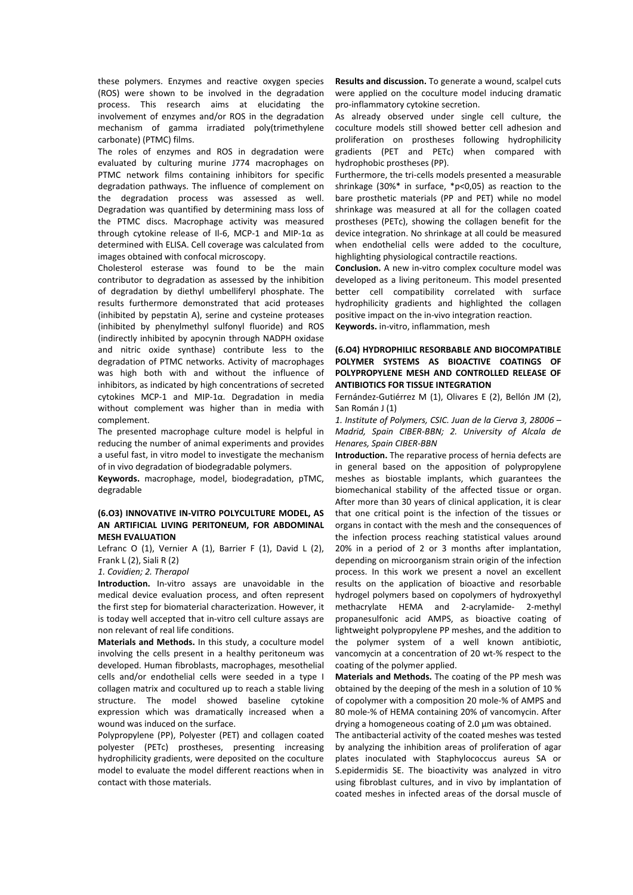these polymers. Enzymes and reactive oxygen species (ROS) were shown to be involved in the degradation process. This research aims at elucidating the involvement of enzymes and/or ROS in the degradation mechanism of gamma irradiated poly(trimethylene carbonate) (PTMC) films.

The roles of enzymes and ROS in degradation were evaluated by culturing murine J774 macrophages on PTMC network films containing inhibitors for specific degradation pathways. The influence of complement on the degradation process was assessed as well. Degradation was quantified by determining mass loss of the PTMC discs. Macrophage activity was measured through cytokine release of Il-6, MCP-1 and MIP-1α as determined with ELISA. Cell coverage was calculated from images obtained with confocal microscopy.

Cholesterol esterase was found to be the main contributor to degradation as assessed by the inhibition of degradation by diethyl umbelliferyl phosphate. The results furthermore demonstrated that acid proteases (inhibited by pepstatin A), serine and cysteine proteases (inhibited by phenylmethyl sulfonyl fluoride) and ROS (indirectly inhibited by apocynin through NADPH oxidase and nitric oxide synthase) contribute less to the degradation of PTMC networks. Activity of macrophages was high both with and without the influence of inhibitors, as indicated by high concentrations of secreted cytokines MCP-1 and MIP-1α. Degradation in media without complement was higher than in media with complement.

The presented macrophage culture model is helpful in reducing the number of animal experiments and provides a useful fast, in vitro model to investigate the mechanism of in vivo degradation of biodegradable polymers.

**Keywords.** macrophage, model, biodegradation, pTMC, degradable

### (6.O3) INNOVATIVE IN-VITRO POLYCULTURE MODEL, AS AN ARTIFICIAL LIVING PERITONEUM, FOR ABDOMINAL MESH EVALUATION

Lefranc O (1), Vernier A (1), Barrier F (1), David L (2), Frank L (2), Siali R (2)

*1. Covidien; 2. Therapol*

**Introduction.** In-vitro assays are unavoidable in the medical device evaluation process, and often represent the first step for biomaterial characterization. However, it is today well accepted that in-vitro cell culture assays are non relevant of real life conditions.

**Materials and Methods.** In this study, a coculture model involving the cells present in a healthy peritoneum was developed. Human fibroblasts, macrophages, mesothelial cells and/or endothelial cells were seeded in a type I collagen matrix and cocultured up to reach a stable living structure. The model showed baseline cytokine expression which was dramatically increased when a wound was induced on the surface.

Polypropylene (PP), Polyester (PET) and collagen coated polyester (PETc) prostheses, presenting increasing hydrophilicity gradients, were deposited on the coculture model to evaluate the model different reactions when in contact with those materials.

**Results and discussion.** To generate a wound, scalpel cuts were applied on the coculture model inducing dramatic pro-inflammatory cytokine secretion.

As already observed under single cell culture, the coculture models still showed better cell adhesion and proliferation on prostheses following hydrophilicity gradients (PET and PETc) when compared with hydrophobic prostheses (PP).

Furthermore, the tri-cells models presented a measurable shrinkage (30%* in surface, *$p<0,05$) as reaction to the bare prosthetic materials (PP and PET) while no model shrinkage was measured at all for the collagen coated prostheses (PETc), showing the collagen benefit for the device integration. No shrinkage at all could be measured when endothelial cells were added to the coculture, highlighting physiological contractile reactions.

**Conclusion.** A new in-vitro complex coculture model was developed as a living peritoneum. This model presented better cell compatibility correlated with surface hydrophilicity gradients and highlighted the collagen positive impact on the in-vivo integration reaction.

**Keywords.** in-vitro, inflammation, mesh

### (6.O4) HYDROPHILIC RESORBABLE AND BIOCOMPATIBLE POLYMER SYSTEMS AS BIOACTIVE COATINGS OF POLYPROPYLENE MESH AND CONTROLLED RELEASE OF ANTIBIOTICS FOR TISSUE INTEGRATION

Fernández-Gutiérrez M (1), Olivares E (2), Bellón JM (2), San Román J (1)

*1. Institute of Polymers, CSIC. Juan de la Cierva 3, 28006 – Madrid, Spain CIBER-BBN; 2. University of Alcala de Henares, Spain CIBER-BBN*

**Introduction.** The reparative process of hernia defects are in general based on the apposition of polypropylene meshes as biostable implants, which guarantees the biomechanical stability of the affected tissue or organ. After more than 30 years of clinical application, it is clear that one critical point is the infection of the tissues or organs in contact with the mesh and the consequences of the infection process reaching statistical values around 20% in a period of 2 or 3 months after implantation, depending on microorganism strain origin of the infection process. In this work we present a novel an excellent results on the application of bioactive and resorbable hydrogel polymers based on copolymers of hydroxyethyl methacrylate HEMA and 2-acrylamide- 2-methyl propanesulfonic acid AMPS, as bioactive coating of lightweight polypropylene PP meshes, and the addition to the polymer system of a well known antibiotic, vancomycin at a concentration of 20 wt-% respect to the coating of the polymer applied.

**Materials and Methods.** The coating of the PP mesh was obtained by the deeping of the mesh in a solution of 10 % of copolymer with a composition 20 mole-% of AMPS and 80 mole-% of HEMA containing 20% of vancomycin. After drying a homogeneous coating of 2.0 µm was obtained.

The antibacterial activity of the coated meshes was tested by analyzing the inhibition areas of proliferation of agar plates inoculated with Staphylococcus aureus SA or S.epidermidis SE. The bioactivity was analyzed in vitro using fibroblast cultures, and in vivo by implantation of coated meshes in infected areas of the dorsal muscle of